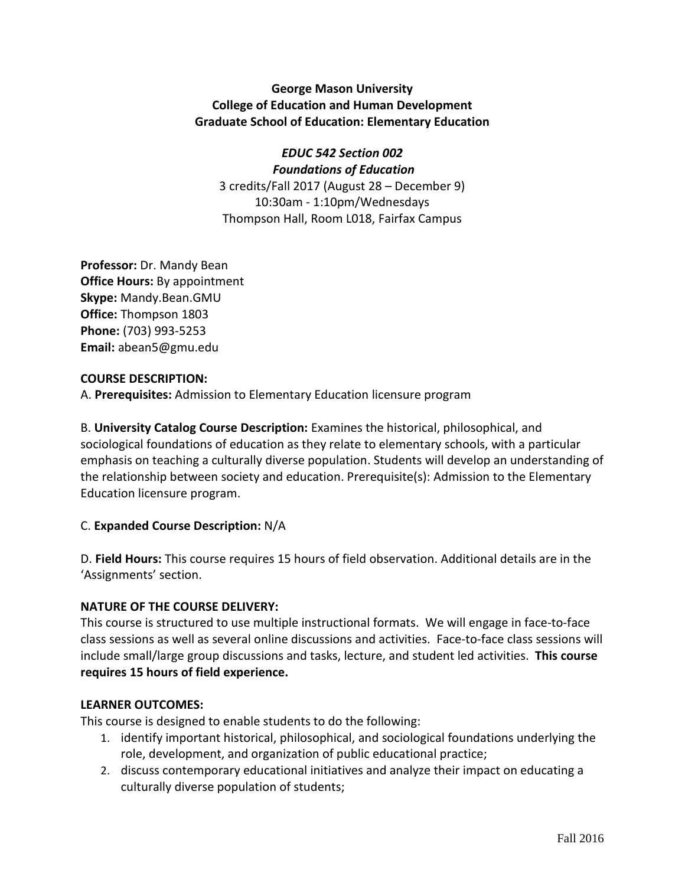**George Mason University**
**College of Education and Human Development**
**Graduate School of Education: Elementary Education**

***EDUC 542 Section 002***
***Foundations of Education***
3 credits/Fall 2017 (August 28 – December 9)
10:30am - 1:10pm/Wednesdays
Thompson Hall, Room L018, Fairfax Campus

**Professor:** Dr. Mandy Bean
**Office Hours:** By appointment
**Skype:** Mandy.Bean.GMU
**Office:** Thompson 1803
**Phone:** (703) 993-5253
**Email:** abean5@gmu.edu

**COURSE DESCRIPTION:**

A. **Prerequisites:** Admission to Elementary Education licensure program

B. **University Catalog Course Description:** Examines the historical, philosophical, and sociological foundations of education as they relate to elementary schools, with a particular emphasis on teaching a culturally diverse population. Students will develop an understanding of the relationship between society and education. Prerequisite(s): Admission to the Elementary Education licensure program.

C. **Expanded Course Description:** N/A

D. **Field Hours:** This course requires 15 hours of field observation. Additional details are in the 'Assignments' section.

**NATURE OF THE COURSE DELIVERY:**

This course is structured to use multiple instructional formats. We will engage in face-to-face class sessions as well as several online discussions and activities. Face-to-face class sessions will include small/large group discussions and tasks, lecture, and student led activities. **This course requires 15 hours of field experience.**

**LEARNER OUTCOMES:**

This course is designed to enable students to do the following:

1. identify important historical, philosophical, and sociological foundations underlying the role, development, and organization of public educational practice;
2. discuss contemporary educational initiatives and analyze their impact on educating a culturally diverse population of students;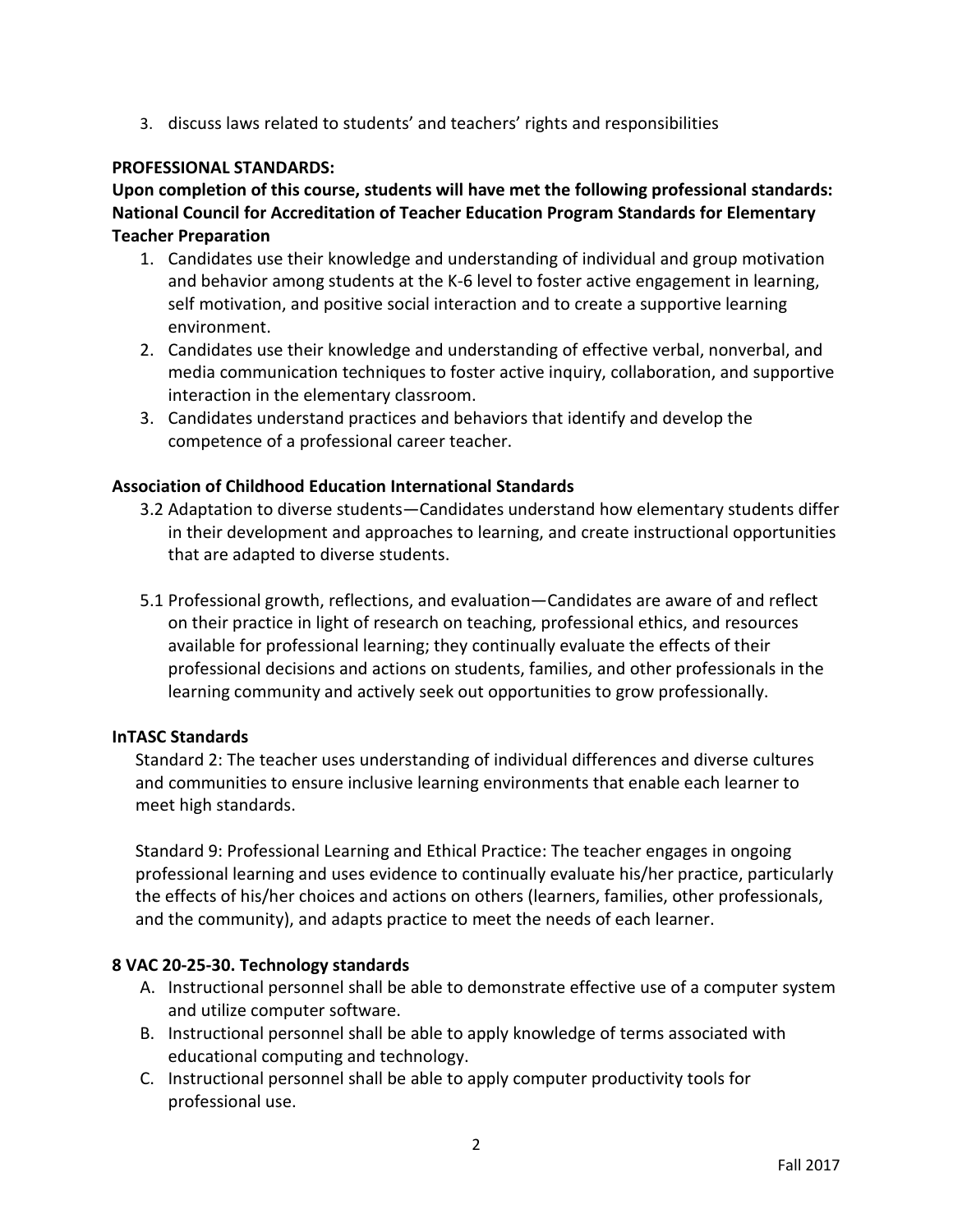3. discuss laws related to students' and teachers' rights and responsibilities

**PROFESSIONAL STANDARDS:**

**Upon completion of this course, students will have met the following professional standards: National Council for Accreditation of Teacher Education Program Standards for Elementary Teacher Preparation**

1. Candidates use their knowledge and understanding of individual and group motivation and behavior among students at the K-6 level to foster active engagement in learning, self motivation, and positive social interaction and to create a supportive learning environment.
2. Candidates use their knowledge and understanding of effective verbal, nonverbal, and media communication techniques to foster active inquiry, collaboration, and supportive interaction in the elementary classroom.
3. Candidates understand practices and behaviors that identify and develop the competence of a professional career teacher.

**Association of Childhood Education International Standards**

3.2 Adaptation to diverse students—Candidates understand how elementary students differ in their development and approaches to learning, and create instructional opportunities that are adapted to diverse students.

5.1 Professional growth, reflections, and evaluation—Candidates are aware of and reflect on their practice in light of research on teaching, professional ethics, and resources available for professional learning; they continually evaluate the effects of their professional decisions and actions on students, families, and other professionals in the learning community and actively seek out opportunities to grow professionally.

**InTASC Standards**

Standard 2: The teacher uses understanding of individual differences and diverse cultures and communities to ensure inclusive learning environments that enable each learner to meet high standards.

Standard 9: Professional Learning and Ethical Practice: The teacher engages in ongoing professional learning and uses evidence to continually evaluate his/her practice, particularly the effects of his/her choices and actions on others (learners, families, other professionals, and the community), and adapts practice to meet the needs of each learner.

**8 VAC 20-25-30. Technology standards**

A. Instructional personnel shall be able to demonstrate effective use of a computer system and utilize computer software.
B. Instructional personnel shall be able to apply knowledge of terms associated with educational computing and technology.
C. Instructional personnel shall be able to apply computer productivity tools for professional use.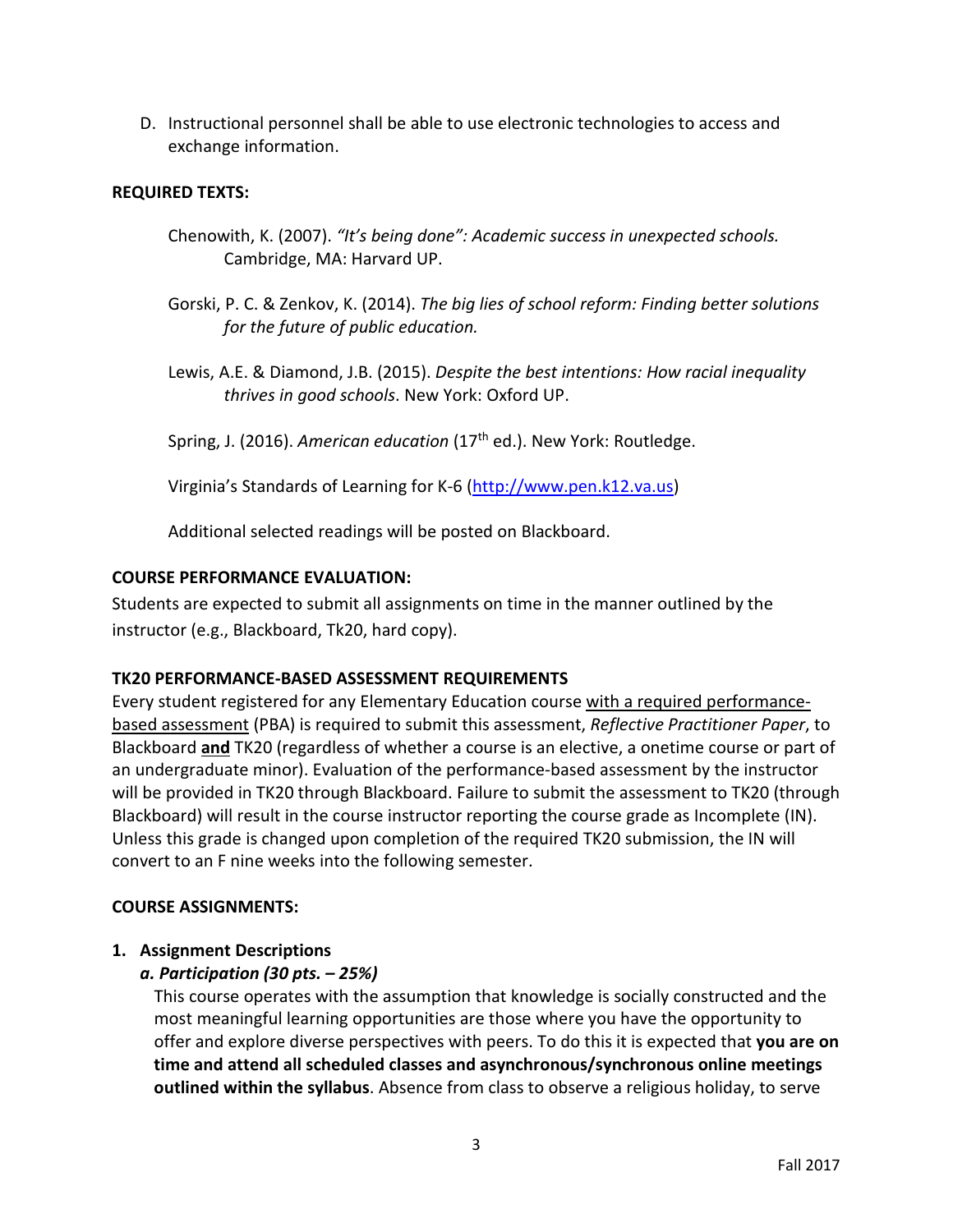D. Instructional personnel shall be able to use electronic technologies to access and exchange information.

**REQUIRED TEXTS:**

Chenowith, K. (2007). *"It's being done": Academic success in unexpected schools.* Cambridge, MA: Harvard UP.

Gorski, P. C. & Zenkov, K. (2014). *The big lies of school reform: Finding better solutions for the future of public education.*

Lewis, A.E. & Diamond, J.B. (2015). *Despite the best intentions: How racial inequality thrives in good schools*. New York: Oxford UP.

Spring, J. (2016). *American education* (17th ed.). New York: Routledge.

Virginia's Standards of Learning for K-6 ([http://www.pen.k12.va.us](http://www.pen.k12.va.us))

Additional selected readings will be posted on Blackboard.

**COURSE PERFORMANCE EVALUATION:**

Students are expected to submit all assignments on time in the manner outlined by the instructor (e.g., Blackboard, Tk20, hard copy).

**TK20 PERFORMANCE-BASED ASSESSMENT REQUIREMENTS**

Every student registered for any Elementary Education course with a required performance-based assessment (PBA) is required to submit this assessment, *Reflective Practitioner Paper*, to Blackboard **and** TK20 (regardless of whether a course is an elective, a onetime course or part of an undergraduate minor). Evaluation of the performance-based assessment by the instructor will be provided in TK20 through Blackboard. Failure to submit the assessment to TK20 (through Blackboard) will result in the course instructor reporting the course grade as Incomplete (IN). Unless this grade is changed upon completion of the required TK20 submission, the IN will convert to an F nine weeks into the following semester.

**COURSE ASSIGNMENTS:**

1. **Assignment Descriptions**

   ***a. Participation (30 pts. – 25%)***

   This course operates with the assumption that knowledge is socially constructed and the most meaningful learning opportunities are those where you have the opportunity to offer and explore diverse perspectives with peers. To do this it is expected that **you are on time and attend all scheduled classes and asynchronous/synchronous online meetings outlined within the syllabus**. Absence from class to observe a religious holiday, to serve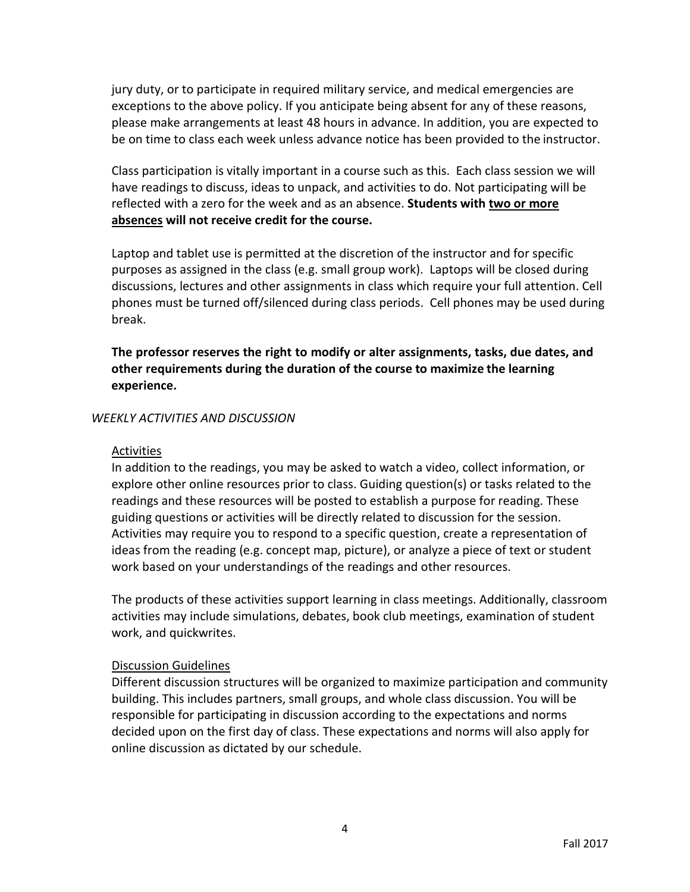jury duty, or to participate in required military service, and medical emergencies are exceptions to the above policy. If you anticipate being absent for any of these reasons, please make arrangements at least 48 hours in advance. In addition, you are expected to be on time to class each week unless advance notice has been provided to the instructor.

Class participation is vitally important in a course such as this. Each class session we will have readings to discuss, ideas to unpack, and activities to do. Not participating will be reflected with a zero for the week and as an absence. **Students with <u>two or more absences</u> will not receive credit for the course.**

Laptop and tablet use is permitted at the discretion of the instructor and for specific purposes as assigned in the class (e.g. small group work). Laptops will be closed during discussions, lectures and other assignments in class which require your full attention. Cell phones must be turned off/silenced during class periods. Cell phones may be used during break.

**The professor reserves the right to modify or alter assignments, tasks, due dates, and other requirements during the duration of the course to maximize the learning experience.**

*WEEKLY ACTIVITIES AND DISCUSSION*

<u>Activities</u>

In addition to the readings, you may be asked to watch a video, collect information, or explore other online resources prior to class. Guiding question(s) or tasks related to the readings and these resources will be posted to establish a purpose for reading. These guiding questions or activities will be directly related to discussion for the session. Activities may require you to respond to a specific question, create a representation of ideas from the reading (e.g. concept map, picture), or analyze a piece of text or student work based on your understandings of the readings and other resources.

The products of these activities support learning in class meetings. Additionally, classroom activities may include simulations, debates, book club meetings, examination of student work, and quickwrites.

<u>Discussion Guidelines</u>

Different discussion structures will be organized to maximize participation and community building. This includes partners, small groups, and whole class discussion. You will be responsible for participating in discussion according to the expectations and norms decided upon on the first day of class. These expectations and norms will also apply for online discussion as dictated by our schedule.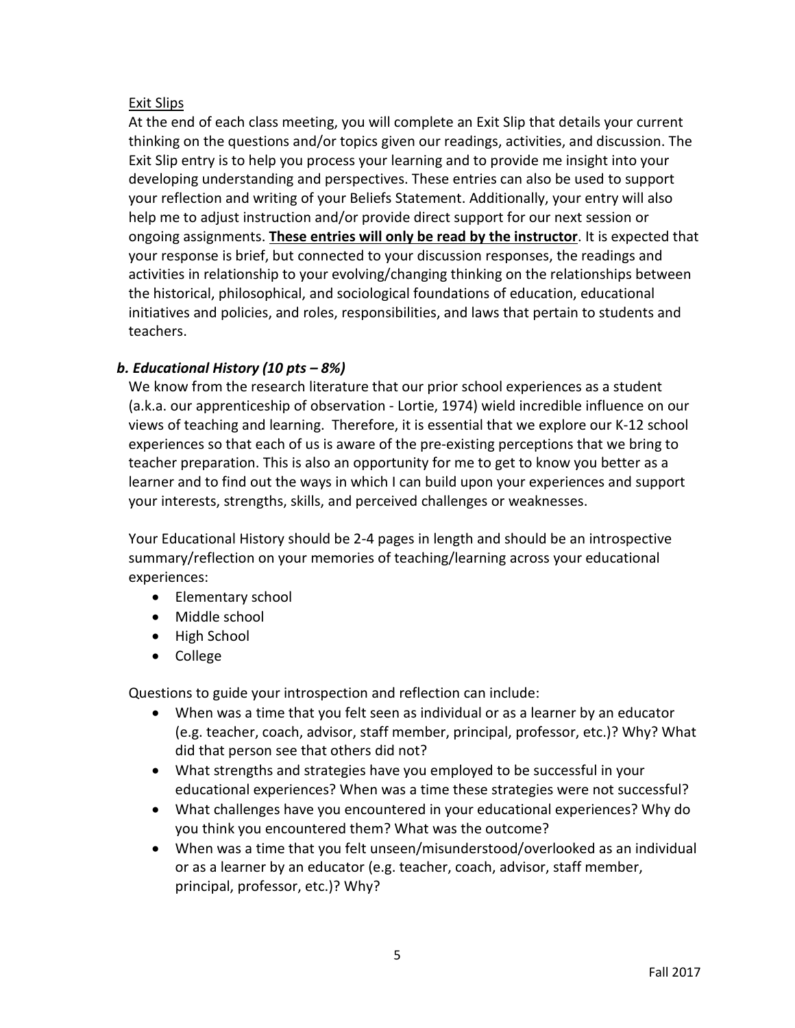Exit Slips

At the end of each class meeting, you will complete an Exit Slip that details your current thinking on the questions and/or topics given our readings, activities, and discussion. The Exit Slip entry is to help you process your learning and to provide me insight into your developing understanding and perspectives. These entries can also be used to support your reflection and writing of your Beliefs Statement. Additionally, your entry will also help me to adjust instruction and/or provide direct support for our next session or ongoing assignments. **These entries will only be read by the instructor**. It is expected that your response is brief, but connected to your discussion responses, the readings and activities in relationship to your evolving/changing thinking on the relationships between the historical, philosophical, and sociological foundations of education, educational initiatives and policies, and roles, responsibilities, and laws that pertain to students and teachers.

***b. Educational History (10 pts – 8%)***

We know from the research literature that our prior school experiences as a student (a.k.a. our apprenticeship of observation - Lortie, 1974) wield incredible influence on our views of teaching and learning. Therefore, it is essential that we explore our K-12 school experiences so that each of us is aware of the pre-existing perceptions that we bring to teacher preparation. This is also an opportunity for me to get to know you better as a learner and to find out the ways in which I can build upon your experiences and support your interests, strengths, skills, and perceived challenges or weaknesses.

Your Educational History should be 2-4 pages in length and should be an introspective summary/reflection on your memories of teaching/learning across your educational experiences:

- Elementary school
- Middle school
- High School
- College

Questions to guide your introspection and reflection can include:

- When was a time that you felt seen as individual or as a learner by an educator (e.g. teacher, coach, advisor, staff member, principal, professor, etc.)? Why? What did that person see that others did not?
- What strengths and strategies have you employed to be successful in your educational experiences? When was a time these strategies were not successful?
- What challenges have you encountered in your educational experiences? Why do you think you encountered them? What was the outcome?
- When was a time that you felt unseen/misunderstood/overlooked as an individual or as a learner by an educator (e.g. teacher, coach, advisor, staff member, principal, professor, etc.)? Why?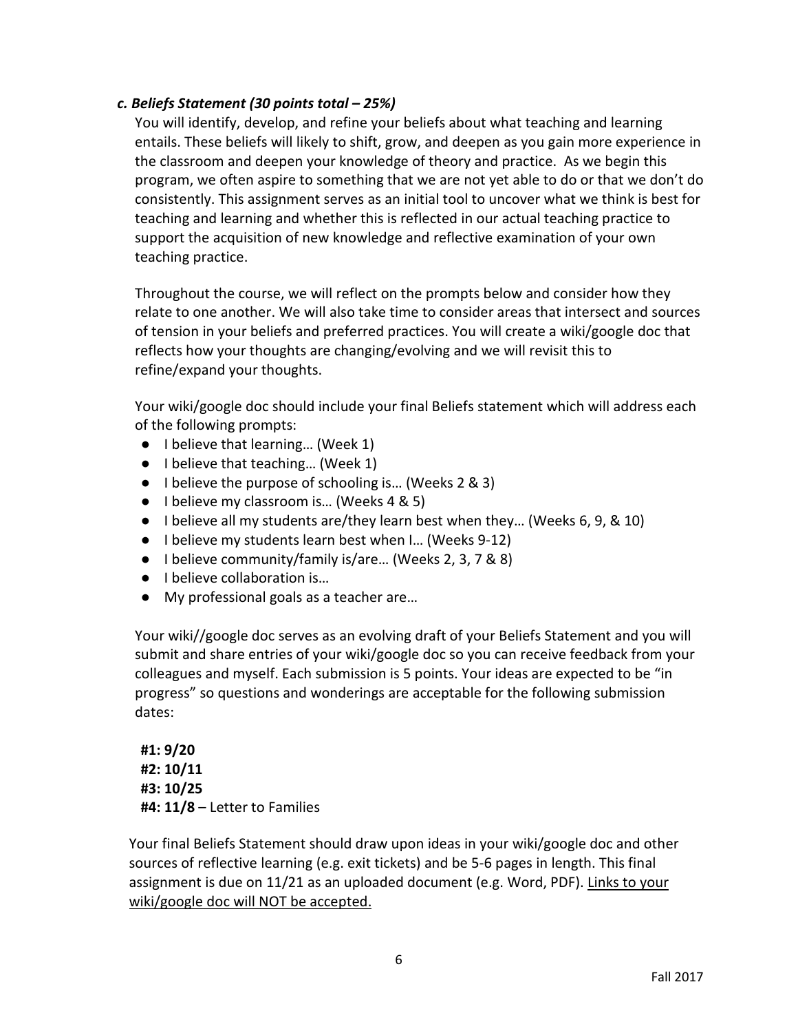### *c. Beliefs Statement (30 points total – 25%)*

You will identify, develop, and refine your beliefs about what teaching and learning entails. These beliefs will likely to shift, grow, and deepen as you gain more experience in the classroom and deepen your knowledge of theory and practice. As we begin this program, we often aspire to something that we are not yet able to do or that we don't do consistently. This assignment serves as an initial tool to uncover what we think is best for teaching and learning and whether this is reflected in our actual teaching practice to support the acquisition of new knowledge and reflective examination of your own teaching practice.

Throughout the course, we will reflect on the prompts below and consider how they relate to one another. We will also take time to consider areas that intersect and sources of tension in your beliefs and preferred practices. You will create a wiki/google doc that reflects how your thoughts are changing/evolving and we will revisit this to refine/expand your thoughts.

Your wiki/google doc should include your final Beliefs statement which will address each of the following prompts:

- I believe that learning… (Week 1)
- I believe that teaching… (Week 1)
- I believe the purpose of schooling is… (Weeks 2 & 3)
- I believe my classroom is… (Weeks 4 & 5)
- I believe all my students are/they learn best when they… (Weeks 6, 9, & 10)
- I believe my students learn best when I… (Weeks 9-12)
- I believe community/family is/are… (Weeks 2, 3, 7 & 8)
- I believe collaboration is…
- My professional goals as a teacher are…

Your wiki//google doc serves as an evolving draft of your Beliefs Statement and you will submit and share entries of your wiki/google doc so you can receive feedback from your colleagues and myself. Each submission is 5 points. Your ideas are expected to be "in progress" so questions and wonderings are acceptable for the following submission dates:

**#1: 9/20**
**#2: 10/11**
**#3: 10/25**
**#4: 11/8** – Letter to Families

Your final Beliefs Statement should draw upon ideas in your wiki/google doc and other sources of reflective learning (e.g. exit tickets) and be 5-6 pages in length. This final assignment is due on 11/21 as an uploaded document (e.g. Word, PDF). <u>Links to your wiki/google doc will NOT be accepted.</u>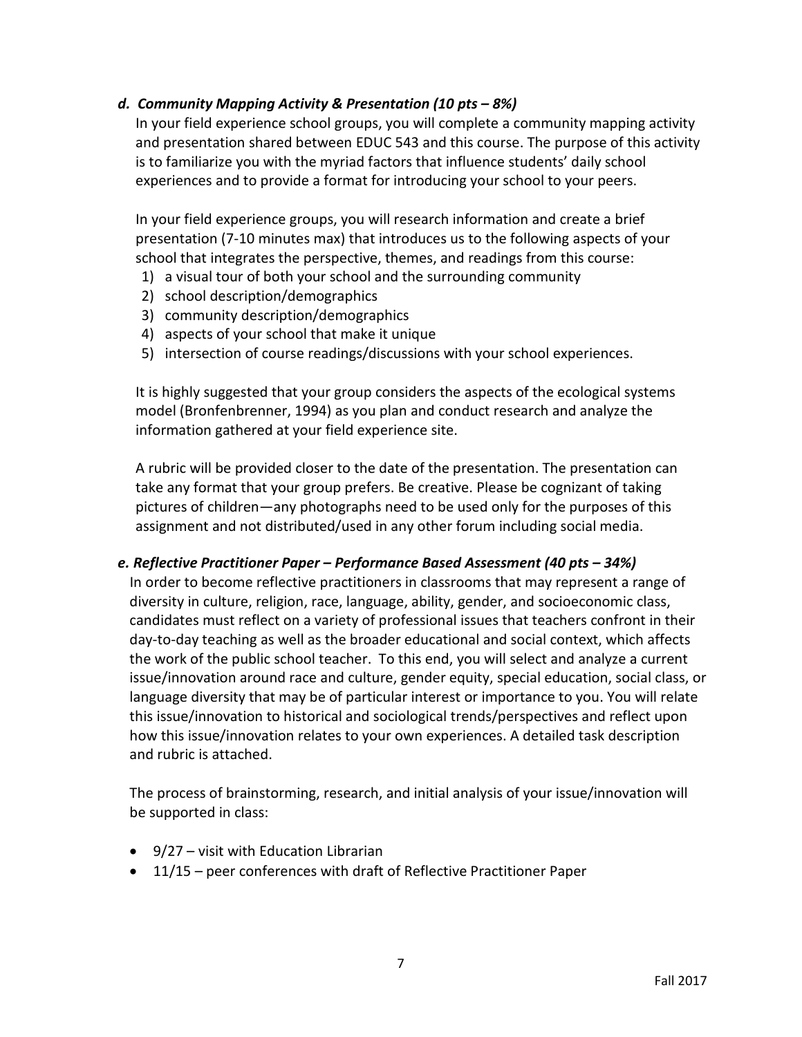### *d. Community Mapping Activity & Presentation (10 pts – 8%)*

In your field experience school groups, you will complete a community mapping activity and presentation shared between EDUC 543 and this course. The purpose of this activity is to familiarize you with the myriad factors that influence students' daily school experiences and to provide a format for introducing your school to your peers.

In your field experience groups, you will research information and create a brief presentation (7-10 minutes max) that introduces us to the following aspects of your school that integrates the perspective, themes, and readings from this course:

1) a visual tour of both your school and the surrounding community
2) school description/demographics
3) community description/demographics
4) aspects of your school that make it unique
5) intersection of course readings/discussions with your school experiences.

It is highly suggested that your group considers the aspects of the ecological systems model (Bronfenbrenner, 1994) as you plan and conduct research and analyze the information gathered at your field experience site.

A rubric will be provided closer to the date of the presentation. The presentation can take any format that your group prefers. Be creative. Please be cognizant of taking pictures of children—any photographs need to be used only for the purposes of this assignment and not distributed/used in any other forum including social media.

### *e. Reflective Practitioner Paper – Performance Based Assessment (40 pts – 34%)*

In order to become reflective practitioners in classrooms that may represent a range of diversity in culture, religion, race, language, ability, gender, and socioeconomic class, candidates must reflect on a variety of professional issues that teachers confront in their day-to-day teaching as well as the broader educational and social context, which affects the work of the public school teacher. To this end, you will select and analyze a current issue/innovation around race and culture, gender equity, special education, social class, or language diversity that may be of particular interest or importance to you. You will relate this issue/innovation to historical and sociological trends/perspectives and reflect upon how this issue/innovation relates to your own experiences. A detailed task description and rubric is attached.

The process of brainstorming, research, and initial analysis of your issue/innovation will be supported in class:

- 9/27 – visit with Education Librarian
- 11/15 – peer conferences with draft of Reflective Practitioner Paper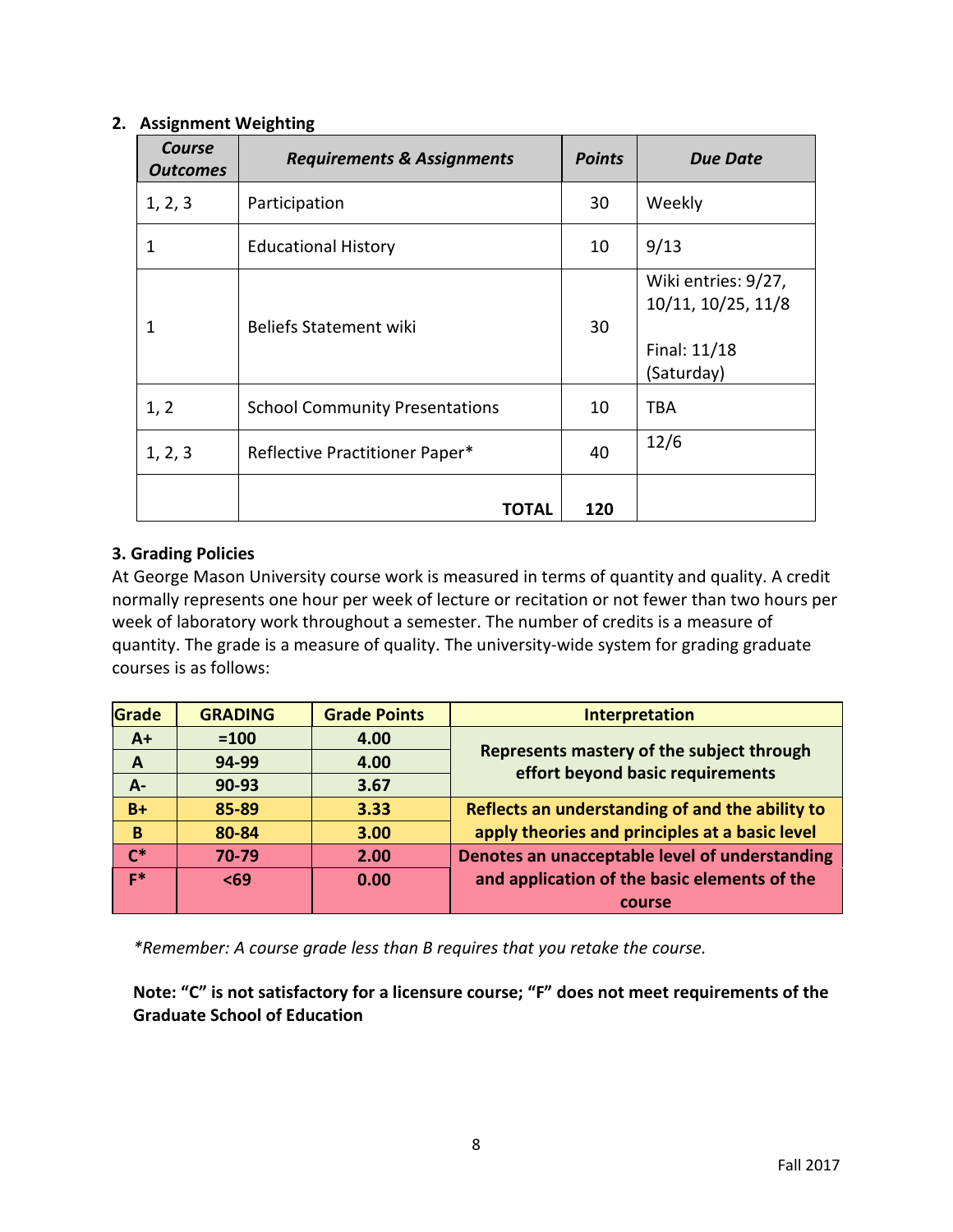## 2. Assignment Weighting

| *Course Outcomes* | *Requirements & Assignments* | *Points* | *Due Date* |
|---|---|---|---|
| 1, 2, 3 | Participation | 30 | Weekly |
| 1 | Educational History | 10 | 9/13 |
| 1 | Beliefs Statement wiki | 30 | Wiki entries: 9/27, 10/11, 10/25, 11/8<br><br>Final: 11/18 (Saturday) |
| 1, 2 | School Community Presentations | 10 | TBA |
| 1, 2, 3 | Reflective Practitioner Paper* | 40 | 12/6 |
| | **TOTAL** | **120** | |

## 3. Grading Policies

At George Mason University course work is measured in terms of quantity and quality. A credit normally represents one hour per week of lecture or recitation or not fewer than two hours per week of laboratory work throughout a semester. The number of credits is a measure of quantity. The grade is a measure of quality. The university-wide system for grading graduate courses is as follows:

| Grade | GRADING | Grade Points | Interpretation |
|---|---|---|---|
| A+ | =100 | 4.00 | Represents mastery of the subject through effort beyond basic requirements |
| A | 94-99 | 4.00 | |
| A- | 90-93 | 3.67 | |
| B+ | 85-89 | 3.33 | Reflects an understanding of and the ability to apply theories and principles at a basic level |
| B | 80-84 | 3.00 | |
| C* | 70-79 | 2.00 | Denotes an unacceptable level of understanding and application of the basic elements of the course |
| F* | <69 | 0.00 | |

*\*Remember: A course grade less than B requires that you retake the course.*

**Note: "C" is not satisfactory for a licensure course; "F" does not meet requirements of the Graduate School of Education**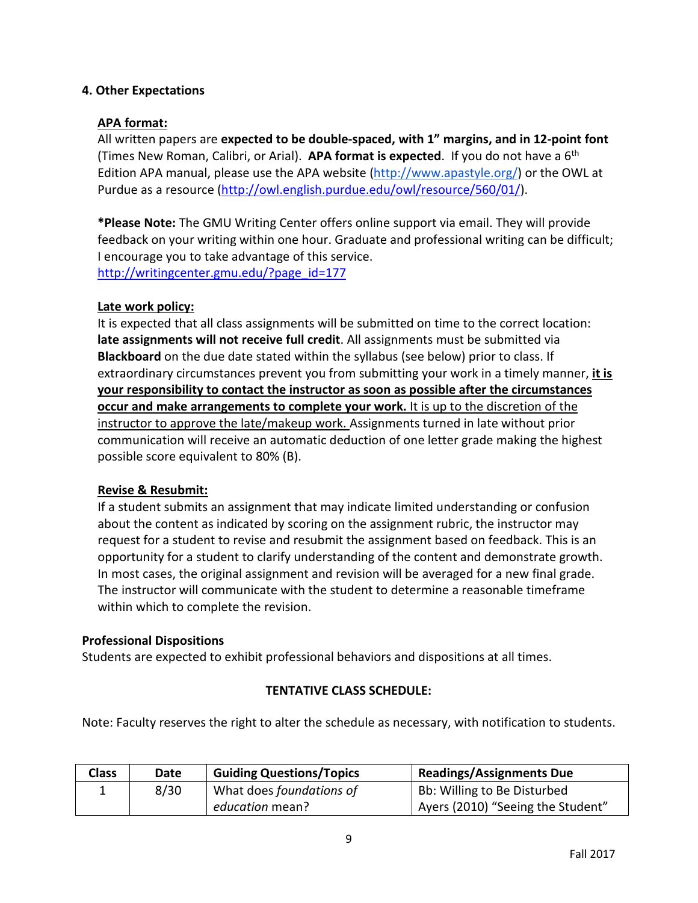### 4. Other Expectations

**APA format:**

All written papers are **expected to be double-spaced, with 1" margins, and in 12-point font** (Times New Roman, Calibri, or Arial). **APA format is expected**. If you do not have a 6th Edition APA manual, please use the APA website (http://www.apastyle.org/) or the OWL at Purdue as a resource (http://owl.english.purdue.edu/owl/resource/560/01/).

***Please Note:** The GMU Writing Center offers online support via email. They will provide feedback on your writing within one hour. Graduate and professional writing can be difficult; I encourage you to take advantage of this service.
http://writingcenter.gmu.edu/?page_id=177

**Late work policy:**

It is expected that all class assignments will be submitted on time to the correct location: **late assignments will not receive full credit**. All assignments must be submitted via **Blackboard** on the due date stated within the syllabus (see below) prior to class. If extraordinary circumstances prevent you from submitting your work in a timely manner, **it is your responsibility to contact the instructor as soon as possible after the circumstances occur and make arrangements to complete your work.** It is up to the discretion of the instructor to approve the late/makeup work. Assignments turned in late without prior communication will receive an automatic deduction of one letter grade making the highest possible score equivalent to 80% (B).

**Revise & Resubmit:**

If a student submits an assignment that may indicate limited understanding or confusion about the content as indicated by scoring on the assignment rubric, the instructor may request for a student to revise and resubmit the assignment based on feedback. This is an opportunity for a student to clarify understanding of the content and demonstrate growth. In most cases, the original assignment and revision will be averaged for a new final grade. The instructor will communicate with the student to determine a reasonable timeframe within which to complete the revision.

**Professional Dispositions**

Students are expected to exhibit professional behaviors and dispositions at all times.

**TENTATIVE CLASS SCHEDULE:**

Note: Faculty reserves the right to alter the schedule as necessary, with notification to students.

| Class | Date | Guiding Questions/Topics | Readings/Assignments Due |
|---|---|---|---|
| 1 | 8/30 | What does *foundations of education* mean? | Bb: Willing to Be Disturbed<br>Ayers (2010) "Seeing the Student" |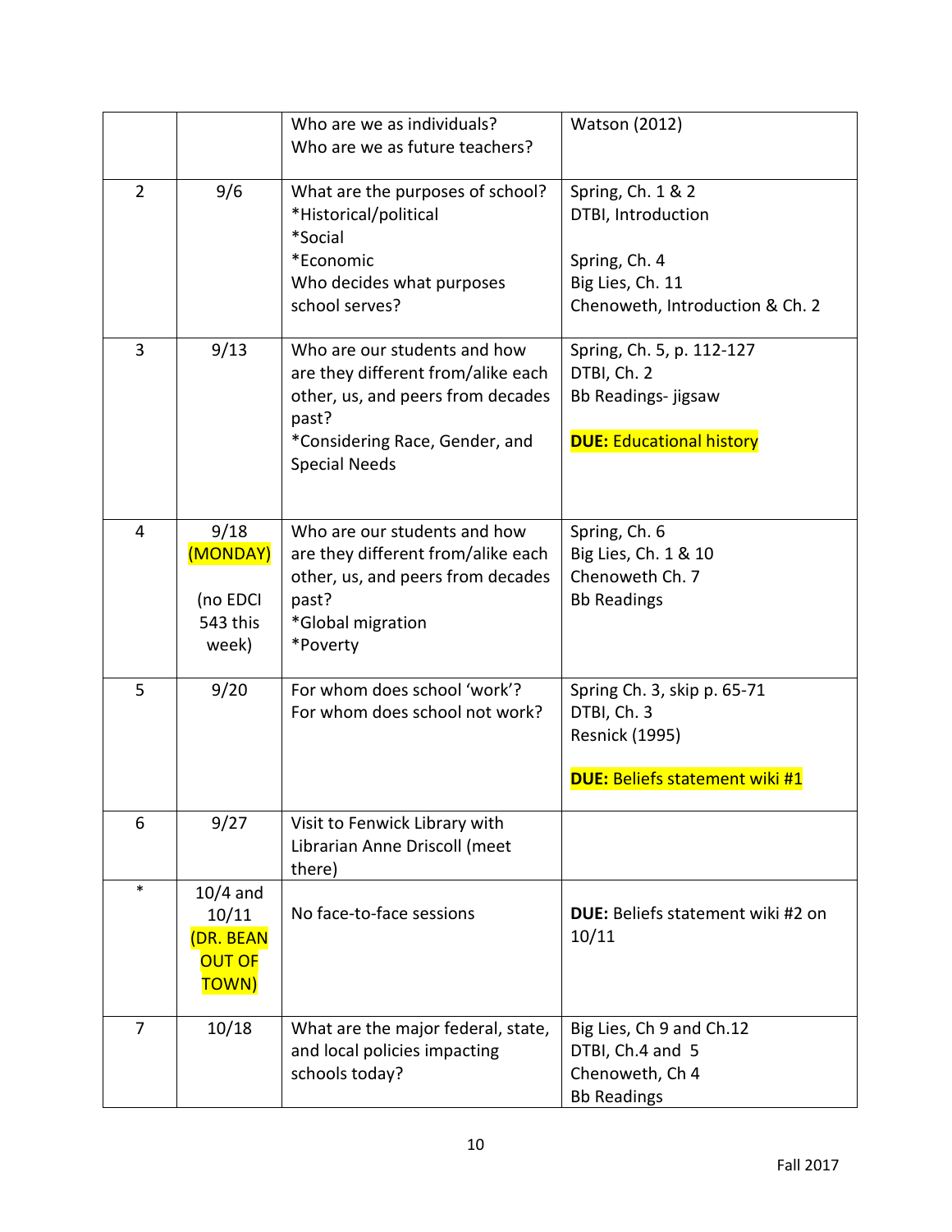| | | | |
|---|---|---|---|
| | | Who are we as individuals?<br>Who are we as future teachers? | Watson (2012) |
| 2 | 9/6 | What are the purposes of school?<br>*Historical/political<br>*Social<br>*Economic<br>Who decides what purposes school serves? | Spring, Ch. 1 & 2<br>DTBI, Introduction<br><br>Spring, Ch. 4<br>Big Lies, Ch. 11<br>Chenoweth, Introduction & Ch. 2 |
| 3 | 9/13 | Who are our students and how are they different from/alike each other, us, and peers from decades past?<br>*Considering Race, Gender, and Special Needs | Spring, Ch. 5, p. 112-127<br>DTBI, Ch. 2<br>Bb Readings- jigsaw<br><br>**DUE:** Educational history |
| 4 | 9/18 (MONDAY)<br><br>(no EDCI 543 this week) | Who are our students and how are they different from/alike each other, us, and peers from decades past?<br>*Global migration<br>*Poverty | Spring, Ch. 6<br>Big Lies, Ch. 1 & 10<br>Chenoweth Ch. 7<br>Bb Readings |
| 5 | 9/20 | For whom does school 'work'?<br>For whom does school not work? | Spring Ch. 3, skip p. 65-71<br>DTBI, Ch. 3<br>Resnick (1995)<br><br>**DUE:** Beliefs statement wiki #1 |
| 6 | 9/27 | Visit to Fenwick Library with Librarian Anne Driscoll (meet there) | |
| * | 10/4 and 10/11 (DR. BEAN OUT OF TOWN) | No face-to-face sessions | **DUE:** Beliefs statement wiki #2 on 10/11 |
| 7 | 10/18 | What are the major federal, state, and local policies impacting schools today? | Big Lies, Ch 9 and Ch.12<br>DTBI, Ch.4 and 5<br>Chenoweth, Ch 4<br>Bb Readings |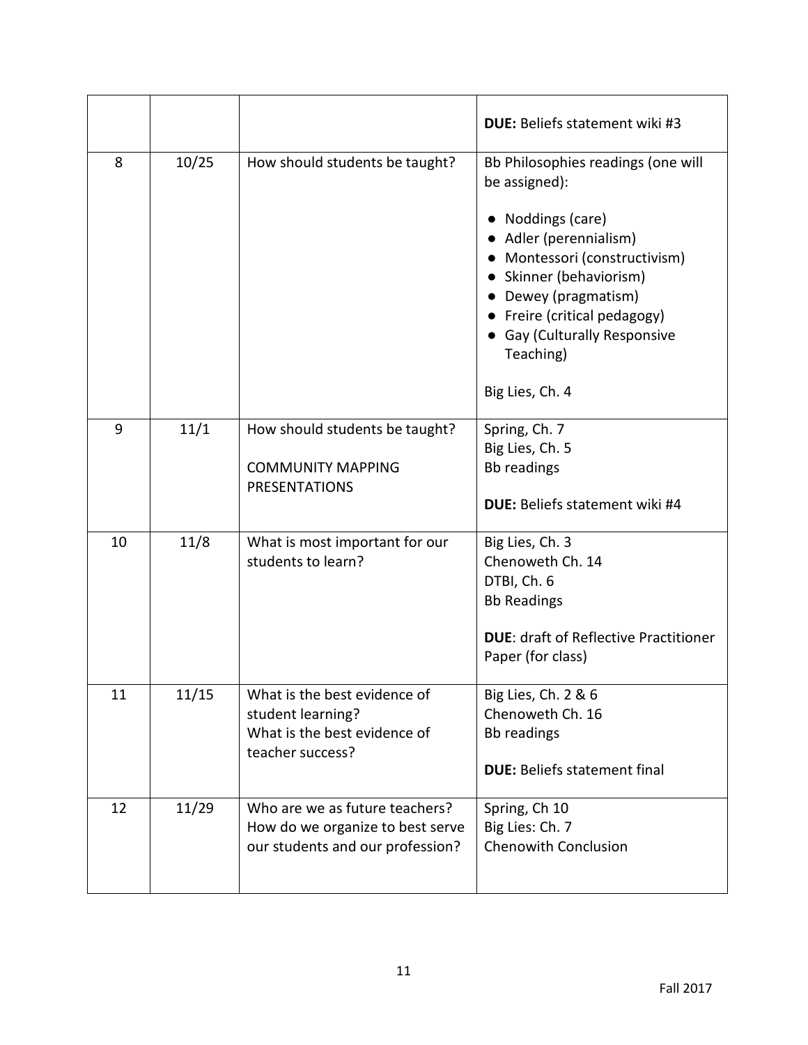| | | | |
|---|---|---|---|
| | | | **DUE:** Beliefs statement wiki #3 |
| 8 | 10/25 | How should students be taught? | Bb Philosophies readings (one will be assigned):<br>● Noddings (care)<br>● Adler (perennialism)<br>● Montessori (constructivism)<br>● Skinner (behaviorism)<br>● Dewey (pragmatism)<br>● Freire (critical pedagogy)<br>● Gay (Culturally Responsive Teaching)<br><br>Big Lies, Ch. 4 |
| 9 | 11/1 | How should students be taught?<br><br>COMMUNITY MAPPING PRESENTATIONS | Spring, Ch. 7<br>Big Lies, Ch. 5<br>Bb readings<br><br>**DUE:** Beliefs statement wiki #4 |
| 10 | 11/8 | What is most important for our students to learn? | Big Lies, Ch. 3<br>Chenoweth Ch. 14<br>DTBI, Ch. 6<br>Bb Readings<br><br>**DUE**: draft of Reflective Practitioner Paper (for class) |
| 11 | 11/15 | What is the best evidence of student learning?<br>What is the best evidence of teacher success? | Big Lies, Ch. 2 & 6<br>Chenoweth Ch. 16<br>Bb readings<br><br>**DUE:** Beliefs statement final |
| 12 | 11/29 | Who are we as future teachers?<br>How do we organize to best serve our students and our profession? | Spring, Ch 10<br>Big Lies: Ch. 7<br>Chenowith Conclusion |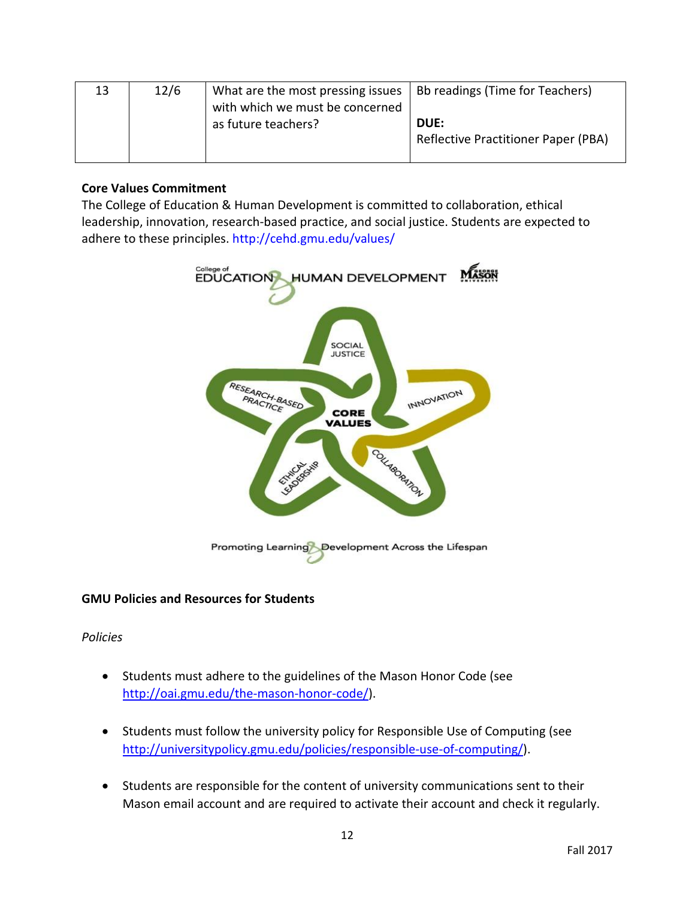| 13 | 12/6 | What are the most pressing issues with which we must be concerned as future teachers? | Bb readings (Time for Teachers)<br><br>**DUE:**<br>Reflective Practitioner Paper (PBA) |
|---|---|---|---|

**Core Values Commitment**

The College of Education & Human Development is committed to collaboration, ethical leadership, innovation, research-based practice, and social justice. Students are expected to adhere to these principles. http://cehd.gmu.edu/values/

**GMU Policies and Resources for Students**

*Policies*

- Students must adhere to the guidelines of the Mason Honor Code (see http://oai.gmu.edu/the-mason-honor-code/).
- Students must follow the university policy for Responsible Use of Computing (see http://universitypolicy.gmu.edu/policies/responsible-use-of-computing/).
- Students are responsible for the content of university communications sent to their Mason email account and are required to activate their account and check it regularly.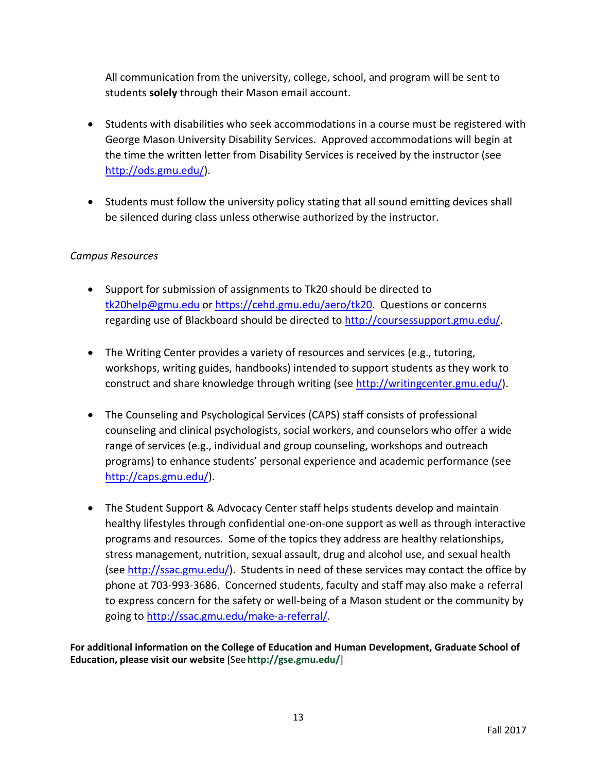All communication from the university, college, school, and program will be sent to students **solely** through their Mason email account.

- Students with disabilities who seek accommodations in a course must be registered with George Mason University Disability Services. Approved accommodations will begin at the time the written letter from Disability Services is received by the instructor (see http://ods.gmu.edu/).

- Students must follow the university policy stating that all sound emitting devices shall be silenced during class unless otherwise authorized by the instructor.

*Campus Resources*

- Support for submission of assignments to Tk20 should be directed to tk20help@gmu.edu or https://cehd.gmu.edu/aero/tk20. Questions or concerns regarding use of Blackboard should be directed to http://coursessupport.gmu.edu/.

- The Writing Center provides a variety of resources and services (e.g., tutoring, workshops, writing guides, handbooks) intended to support students as they work to construct and share knowledge through writing (see http://writingcenter.gmu.edu/).

- The Counseling and Psychological Services (CAPS) staff consists of professional counseling and clinical psychologists, social workers, and counselors who offer a wide range of services (e.g., individual and group counseling, workshops and outreach programs) to enhance students' personal experience and academic performance (see http://caps.gmu.edu/).

- The Student Support & Advocacy Center staff helps students develop and maintain healthy lifestyles through confidential one-on-one support as well as through interactive programs and resources. Some of the topics they address are healthy relationships, stress management, nutrition, sexual assault, drug and alcohol use, and sexual health (see http://ssac.gmu.edu/). Students in need of these services may contact the office by phone at 703-993-3686. Concerned students, faculty and staff may also make a referral to express concern for the safety or well-being of a Mason student or the community by going to http://ssac.gmu.edu/make-a-referral/.

**For additional information on the College of Education and Human Development, Graduate School of Education, please visit our website** [See **http://gse.gmu.edu/**]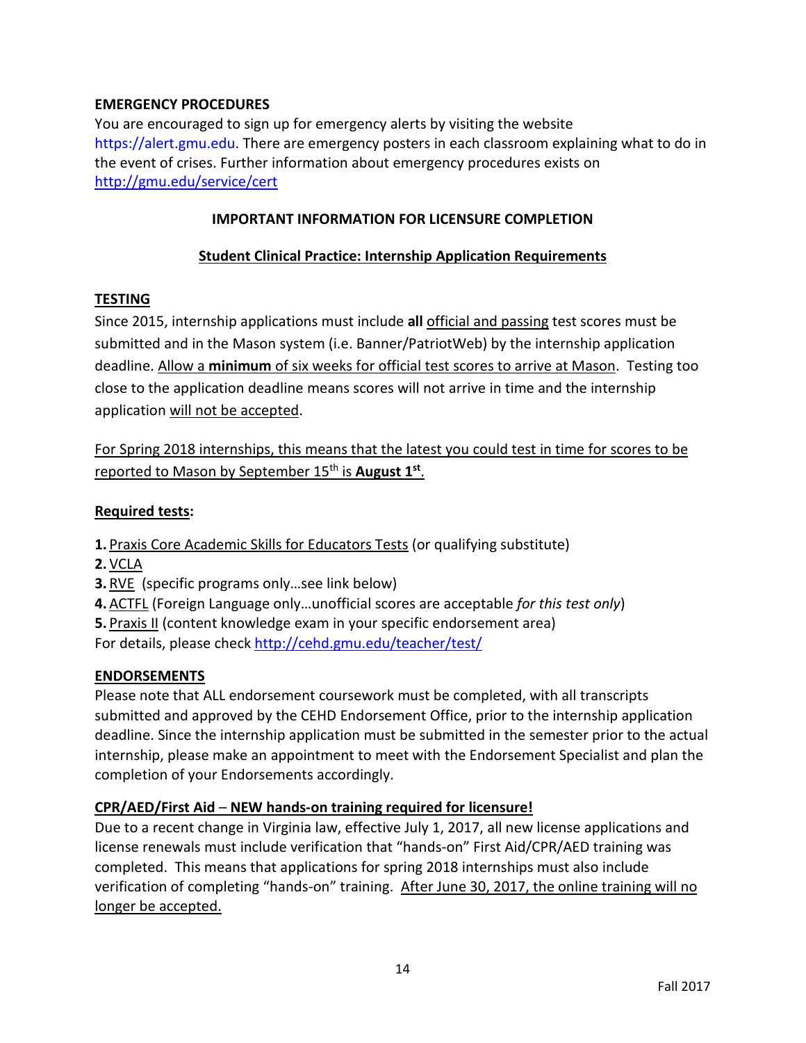**EMERGENCY PROCEDURES**

You are encouraged to sign up for emergency alerts by visiting the website https://alert.gmu.edu. There are emergency posters in each classroom explaining what to do in the event of crises. Further information about emergency procedures exists on http://gmu.edu/service/cert

## IMPORTANT INFORMATION FOR LICENSURE COMPLETION

### Student Clinical Practice: Internship Application Requirements

**TESTING**

Since 2015, internship applications must include **all** official and passing test scores must be submitted and in the Mason system (i.e. Banner/PatriotWeb) by the internship application deadline. Allow a **minimum** of six weeks for official test scores to arrive at Mason. Testing too close to the application deadline means scores will not arrive in time and the internship application will not be accepted.

For Spring 2018 internships, this means that the latest you could test in time for scores to be reported to Mason by September 15th is **August 1st**.

**Required tests:**

**1.** Praxis Core Academic Skills for Educators Tests (or qualifying substitute)
**2.** VCLA
**3.** RVE (specific programs only…see link below)
**4.** ACTFL (Foreign Language only…unofficial scores are acceptable *for this test only*)
**5.** Praxis II (content knowledge exam in your specific endorsement area)
For details, please check http://cehd.gmu.edu/teacher/test/

**ENDORSEMENTS**

Please note that ALL endorsement coursework must be completed, with all transcripts submitted and approved by the CEHD Endorsement Office, prior to the internship application deadline. Since the internship application must be submitted in the semester prior to the actual internship, please make an appointment to meet with the Endorsement Specialist and plan the completion of your Endorsements accordingly.

**CPR/AED/First Aid – NEW hands-on training required for licensure!**

Due to a recent change in Virginia law, effective July 1, 2017, all new license applications and license renewals must include verification that "hands-on" First Aid/CPR/AED training was completed. This means that applications for spring 2018 internships must also include verification of completing "hands-on" training. After June 30, 2017, the online training will no longer be accepted.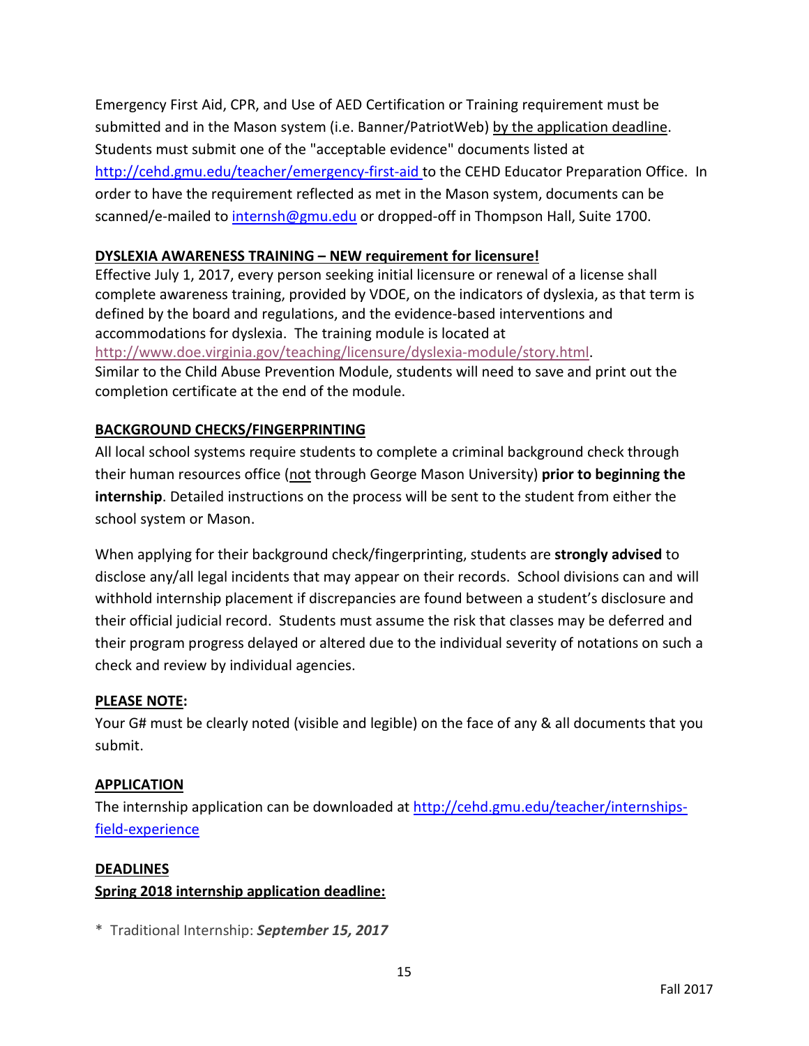Emergency First Aid, CPR, and Use of AED Certification or Training requirement must be submitted and in the Mason system (i.e. Banner/PatriotWeb) by the application deadline. Students must submit one of the "acceptable evidence" documents listed at http://cehd.gmu.edu/teacher/emergency-first-aid to the CEHD Educator Preparation Office. In order to have the requirement reflected as met in the Mason system, documents can be scanned/e-mailed to internsh@gmu.edu or dropped-off in Thompson Hall, Suite 1700.

**DYSLEXIA AWARENESS TRAINING – NEW requirement for licensure!**

Effective July 1, 2017, every person seeking initial licensure or renewal of a license shall complete awareness training, provided by VDOE, on the indicators of dyslexia, as that term is defined by the board and regulations, and the evidence-based interventions and accommodations for dyslexia. The training module is located at http://www.doe.virginia.gov/teaching/licensure/dyslexia-module/story.html. Similar to the Child Abuse Prevention Module, students will need to save and print out the completion certificate at the end of the module.

**BACKGROUND CHECKS/FINGERPRINTING**

All local school systems require students to complete a criminal background check through their human resources office (not through George Mason University) **prior to beginning the internship**. Detailed instructions on the process will be sent to the student from either the school system or Mason.

When applying for their background check/fingerprinting, students are **strongly advised** to disclose any/all legal incidents that may appear on their records. School divisions can and will withhold internship placement if discrepancies are found between a student's disclosure and their official judicial record. Students must assume the risk that classes may be deferred and their program progress delayed or altered due to the individual severity of notations on such a check and review by individual agencies.

**PLEASE NOTE:**

Your G# must be clearly noted (visible and legible) on the face of any & all documents that you submit.

**APPLICATION**

The internship application can be downloaded at http://cehd.gmu.edu/teacher/internships-field-experience

**DEADLINES**

**Spring 2018 internship application deadline:**

* Traditional Internship: ***September 15, 2017***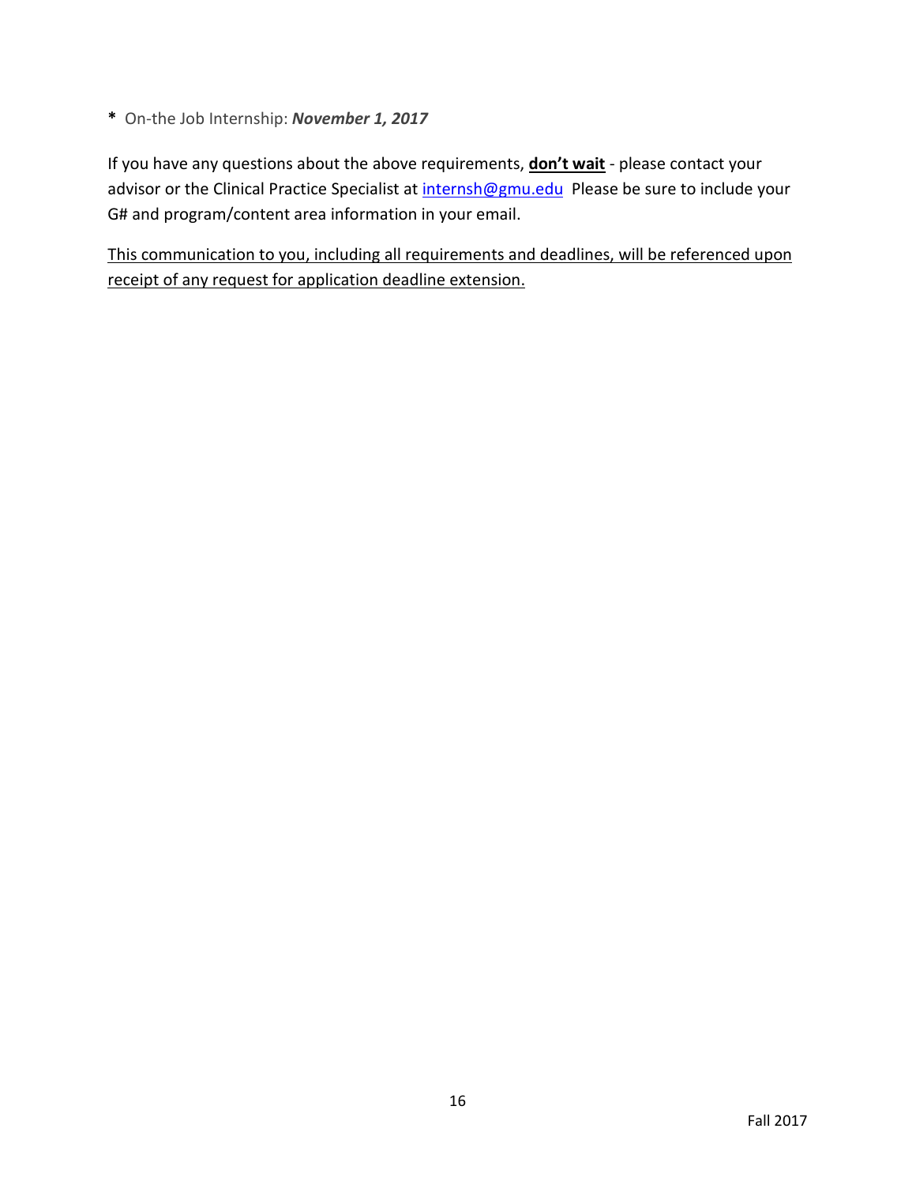* On-the Job Internship: ***November 1, 2017***

If you have any questions about the above requirements, **<u>don't wait</u>** - please contact your advisor or the Clinical Practice Specialist at [internsh@gmu.edu](mailto:internsh@gmu.edu)  Please be sure to include your G# and program/content area information in your email.

<u>This communication to you, including all requirements and deadlines, will be referenced upon receipt of any request for application deadline extension.</u>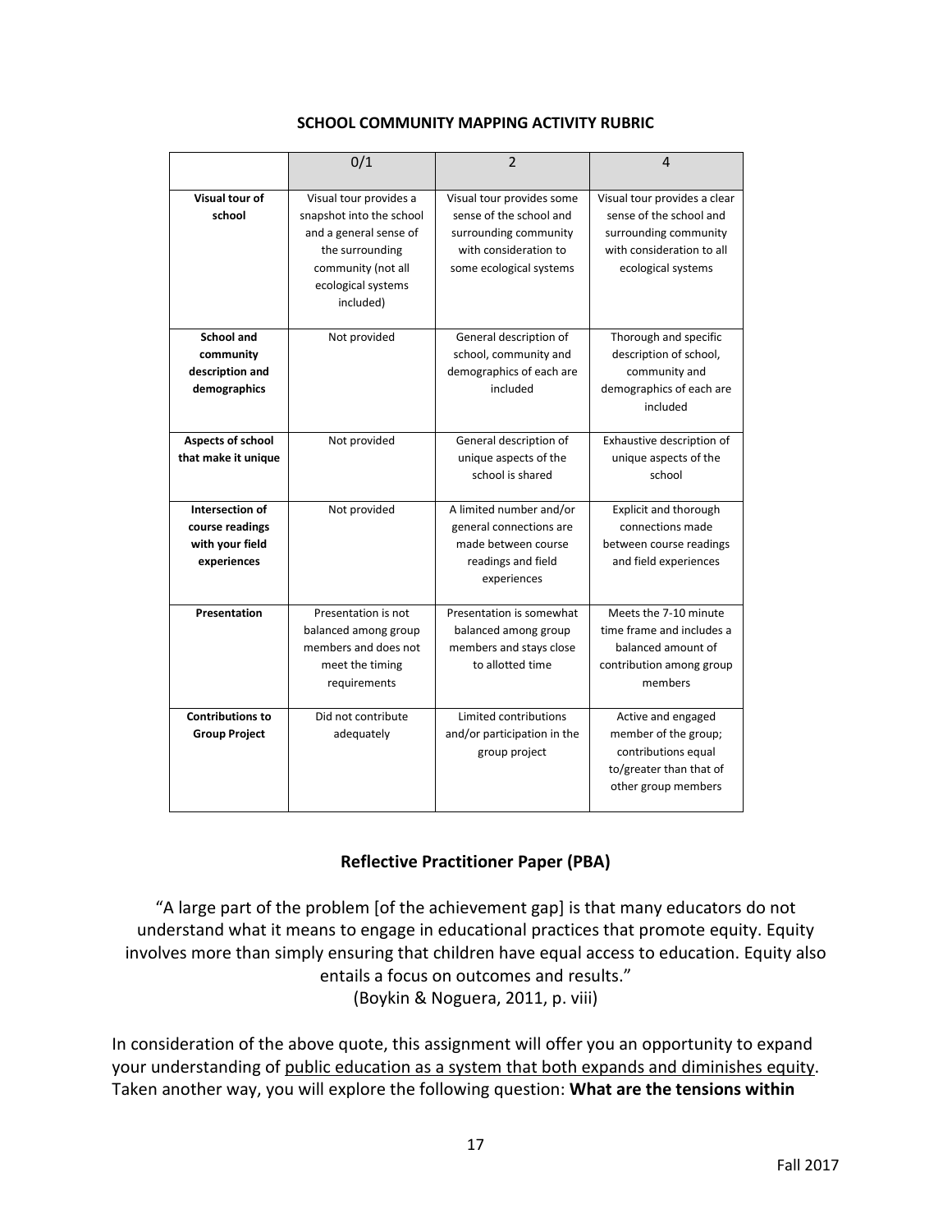### SCHOOL COMMUNITY MAPPING ACTIVITY RUBRIC

| | 0/1 | 2 | 4 |
|---|---|---|---|
| **Visual tour of school** | Visual tour provides a snapshot into the school and a general sense of the surrounding community (not all ecological systems included) | Visual tour provides some sense of the school and surrounding community with consideration to some ecological systems | Visual tour provides a clear sense of the school and surrounding community with consideration to all ecological systems |
| **School and community description and demographics** | Not provided | General description of school, community and demographics of each are included | Thorough and specific description of school, community and demographics of each are included |
| **Aspects of school that make it unique** | Not provided | General description of unique aspects of the school is shared | Exhaustive description of unique aspects of the school |
| **Intersection of course readings with your field experiences** | Not provided | A limited number and/or general connections are made between course readings and field experiences | Explicit and thorough connections made between course readings and field experiences |
| **Presentation** | Presentation is not balanced among group members and does not meet the timing requirements | Presentation is somewhat balanced among group members and stays close to allotted time | Meets the 7-10 minute time frame and includes a balanced amount of contribution among group members |
| **Contributions to Group Project** | Did not contribute adequately | Limited contributions and/or participation in the group project | Active and engaged member of the group; contributions equal to/greater than that of other group members |

## Reflective Practitioner Paper (PBA)

"A large part of the problem [of the achievement gap] is that many educators do not understand what it means to engage in educational practices that promote equity. Equity involves more than simply ensuring that children have equal access to education. Equity also entails a focus on outcomes and results."
(Boykin & Noguera, 2011, p. viii)

In consideration of the above quote, this assignment will offer you an opportunity to expand your understanding of <u>public education as a system that both expands and diminishes equity</u>. Taken another way, you will explore the following question: **What are the tensions within**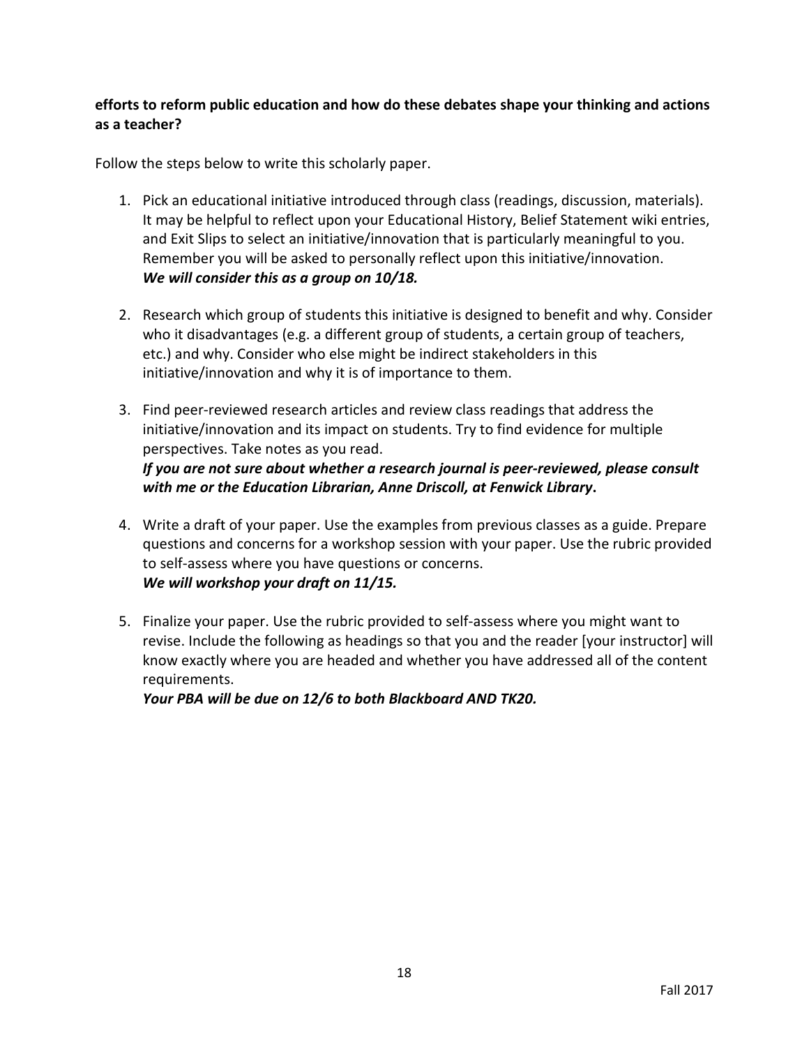**efforts to reform public education and how do these debates shape your thinking and actions as a teacher?**

Follow the steps below to write this scholarly paper.

1. Pick an educational initiative introduced through class (readings, discussion, materials). It may be helpful to reflect upon your Educational History, Belief Statement wiki entries, and Exit Slips to select an initiative/innovation that is particularly meaningful to you. Remember you will be asked to personally reflect upon this initiative/innovation.
   ***We will consider this as a group on 10/18.***

2. Research which group of students this initiative is designed to benefit and why. Consider who it disadvantages (e.g. a different group of students, a certain group of teachers, etc.) and why. Consider who else might be indirect stakeholders in this initiative/innovation and why it is of importance to them.

3. Find peer-reviewed research articles and review class readings that address the initiative/innovation and its impact on students. Try to find evidence for multiple perspectives. Take notes as you read.
   ***If you are not sure about whether a research journal is peer-reviewed, please consult with me or the Education Librarian, Anne Driscoll, at Fenwick Library*.**

4. Write a draft of your paper. Use the examples from previous classes as a guide. Prepare questions and concerns for a workshop session with your paper. Use the rubric provided to self-assess where you have questions or concerns.
   ***We will workshop your draft on 11/15.***

5. Finalize your paper. Use the rubric provided to self-assess where you might want to revise. Include the following as headings so that you and the reader [your instructor] will know exactly where you are headed and whether you have addressed all of the content requirements.
   ***Your PBA will be due on 12/6 to both Blackboard AND TK20.***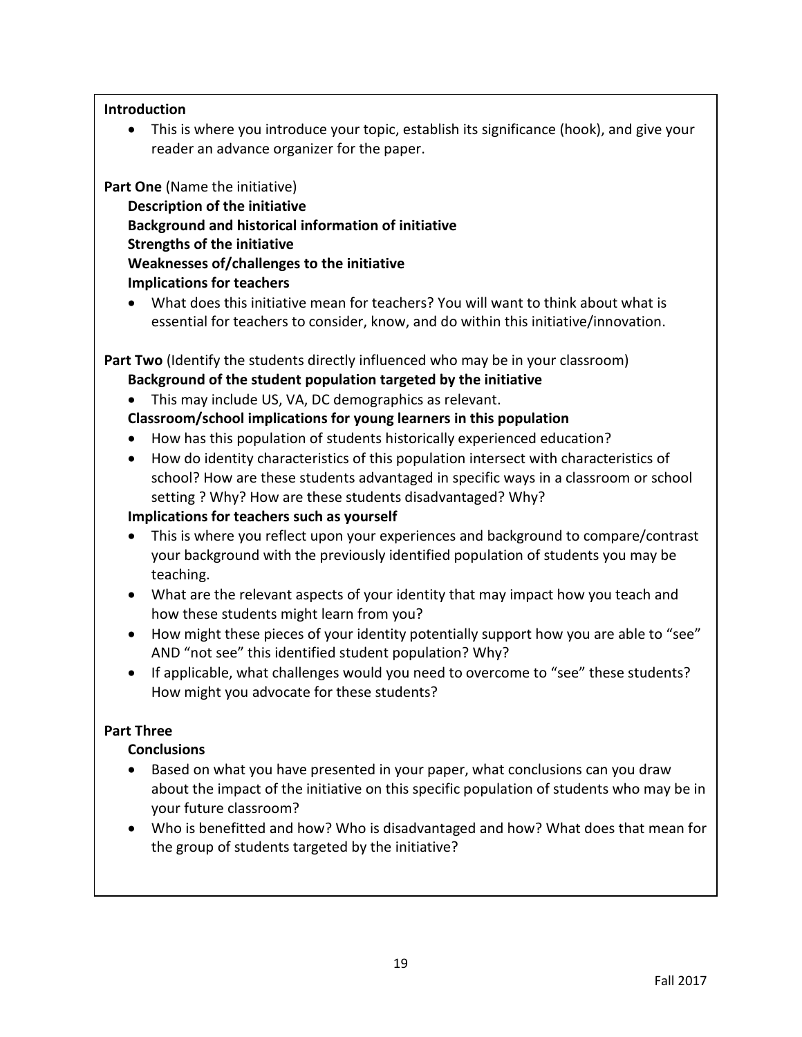**Introduction**

- This is where you introduce your topic, establish its significance (hook), and give your reader an advance organizer for the paper.

**Part One** (Name the initiative)

**Description of the initiative**

**Background and historical information of initiative**

**Strengths of the initiative**

**Weaknesses of/challenges to the initiative**

**Implications for teachers**

- What does this initiative mean for teachers? You will want to think about what is essential for teachers to consider, know, and do within this initiative/innovation.

**Part Two** (Identify the students directly influenced who may be in your classroom)

**Background of the student population targeted by the initiative**

- This may include US, VA, DC demographics as relevant.

**Classroom/school implications for young learners in this population**

- How has this population of students historically experienced education?
- How do identity characteristics of this population intersect with characteristics of school? How are these students advantaged in specific ways in a classroom or school setting ? Why? How are these students disadvantaged? Why?

**Implications for teachers such as yourself**

- This is where you reflect upon your experiences and background to compare/contrast your background with the previously identified population of students you may be teaching.
- What are the relevant aspects of your identity that may impact how you teach and how these students might learn from you?
- How might these pieces of your identity potentially support how you are able to "see" AND "not see" this identified student population? Why?
- If applicable, what challenges would you need to overcome to "see" these students? How might you advocate for these students?

**Part Three**

**Conclusions**

- Based on what you have presented in your paper, what conclusions can you draw about the impact of the initiative on this specific population of students who may be in your future classroom?
- Who is benefitted and how? Who is disadvantaged and how? What does that mean for the group of students targeted by the initiative?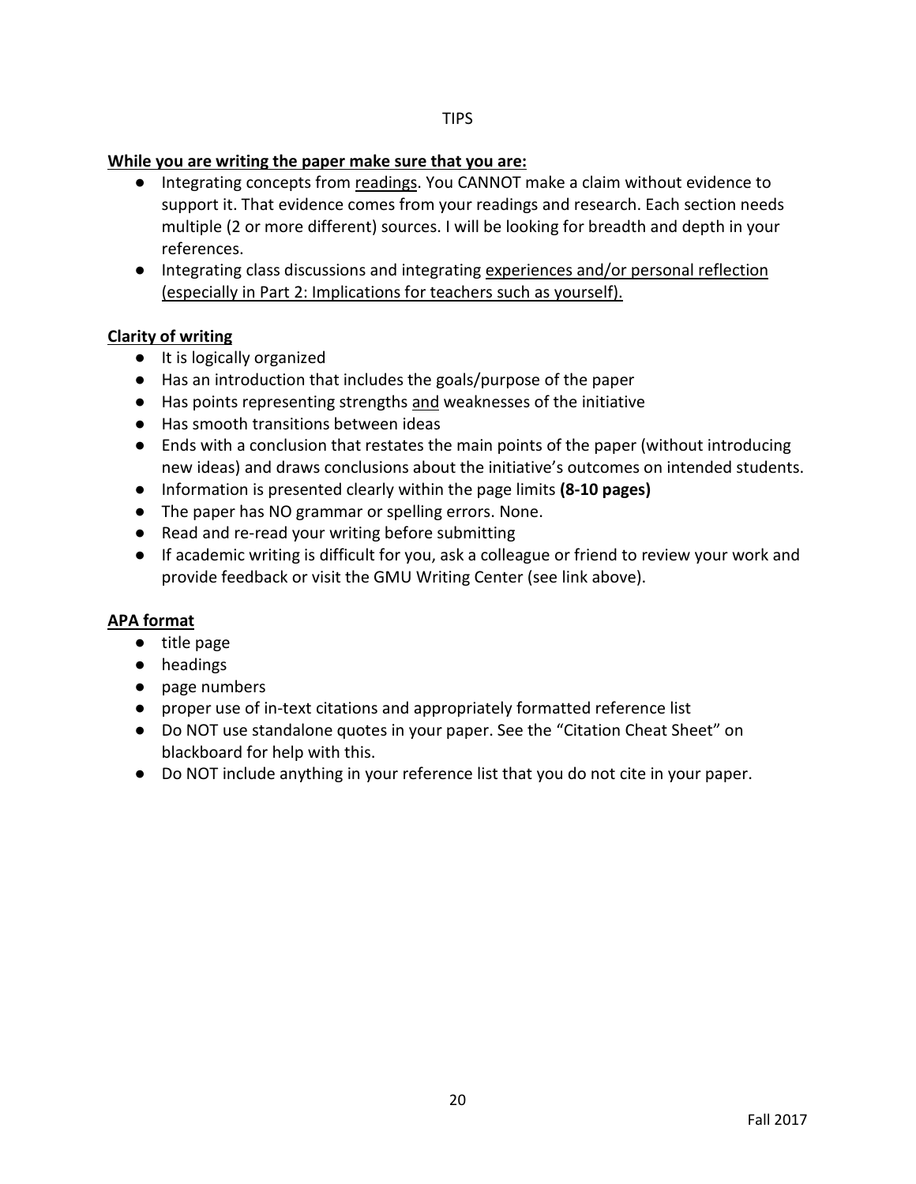TIPS

**While you are writing the paper make sure that you are:**

- Integrating concepts from readings. You CANNOT make a claim without evidence to support it. That evidence comes from your readings and research. Each section needs multiple (2 or more different) sources. I will be looking for breadth and depth in your references.
- Integrating class discussions and integrating experiences and/or personal reflection (especially in Part 2: Implications for teachers such as yourself).

**Clarity of writing**

- It is logically organized
- Has an introduction that includes the goals/purpose of the paper
- Has points representing strengths and weaknesses of the initiative
- Has smooth transitions between ideas
- Ends with a conclusion that restates the main points of the paper (without introducing new ideas) and draws conclusions about the initiative's outcomes on intended students.
- Information is presented clearly within the page limits **(8-10 pages)**
- The paper has NO grammar or spelling errors. None.
- Read and re-read your writing before submitting
- If academic writing is difficult for you, ask a colleague or friend to review your work and provide feedback or visit the GMU Writing Center (see link above).

**APA format**

- title page
- headings
- page numbers
- proper use of in-text citations and appropriately formatted reference list
- Do NOT use standalone quotes in your paper. See the "Citation Cheat Sheet" on blackboard for help with this.
- Do NOT include anything in your reference list that you do not cite in your paper.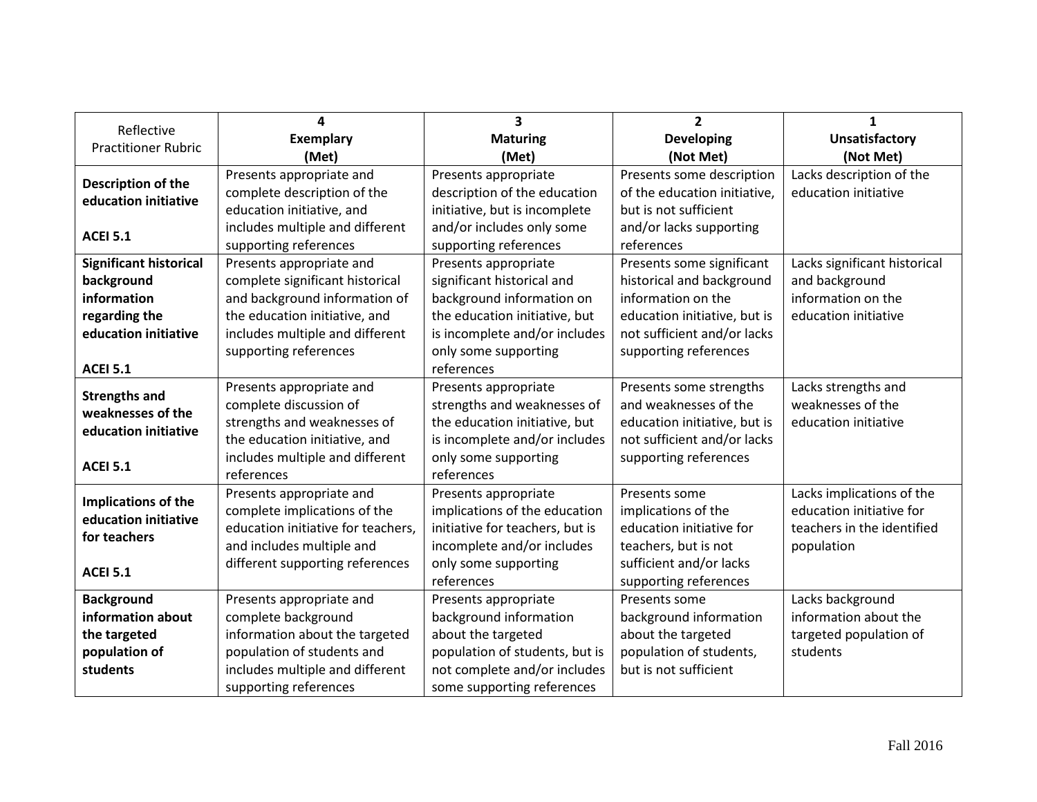| Reflective Practitioner Rubric | **4 Exemplary (Met)** | **3 Maturing (Met)** | **2 Developing (Not Met)** | **1 Unsatisfactory (Not Met)** |
|---|---|---|---|---|
| **Description of the education initiative** <br><br> **ACEI 5.1** | Presents appropriate and complete description of the education initiative, and includes multiple and different supporting references | Presents appropriate description of the education initiative, but is incomplete and/or includes only some supporting references | Presents some description of the education initiative, but is not sufficient and/or lacks supporting references | Lacks description of the education initiative |
| **Significant historical background information regarding the education initiative** <br><br> **ACEI 5.1** | Presents appropriate and complete significant historical and background information of the education initiative, and includes multiple and different supporting references | Presents appropriate significant historical and background information on the education initiative, but is incomplete and/or includes only some supporting references | Presents some significant historical and background information on the education initiative, but is not sufficient and/or lacks supporting references | Lacks significant historical and background information on the education initiative |
| **Strengths and weaknesses of the education initiative** <br><br> **ACEI 5.1** | Presents appropriate and complete discussion of strengths and weaknesses of the education initiative, and includes multiple and different references | Presents appropriate strengths and weaknesses of the education initiative, but is incomplete and/or includes only some supporting references | Presents some strengths and weaknesses of the education initiative, but is not sufficient and/or lacks supporting references | Lacks strengths and weaknesses of the education initiative |
| **Implications of the education initiative for teachers** <br><br> **ACEI 5.1** | Presents appropriate and complete implications of the education initiative for teachers, and includes multiple and different supporting references | Presents appropriate implications of the education initiative for teachers, but is incomplete and/or includes only some supporting references | Presents some implications of the education initiative for teachers, but is not sufficient and/or lacks supporting references | Lacks implications of the education initiative for teachers in the identified population |
| **Background information about the targeted population of students** | Presents appropriate and complete background information about the targeted population of students and includes multiple and different supporting references | Presents appropriate background information about the targeted population of students, but is not complete and/or includes some supporting references | Presents some background information about the targeted population of students, but is not sufficient | Lacks background information about the targeted population of students |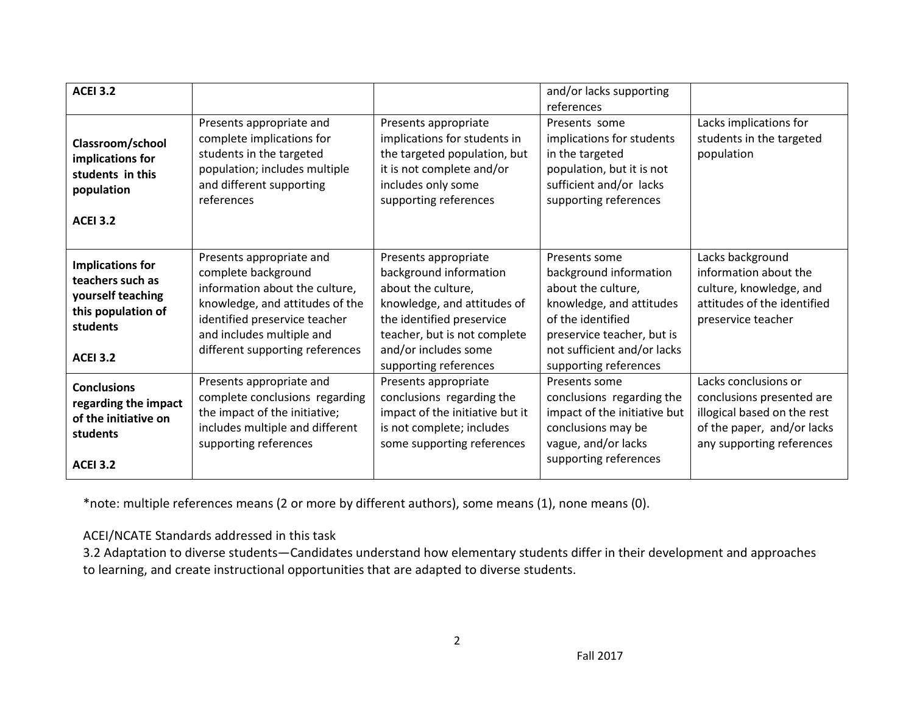| | | | | |
|---|---|---|---|---|
| **ACEI 3.2** | | | and/or lacks supporting references | |
| **Classroom/school implications for students in this population**<br><br>**ACEI 3.2** | Presents appropriate and complete implications for students in the targeted population; includes multiple and different supporting references | Presents appropriate implications for students in the targeted population, but it is not complete and/or includes only some supporting references | Presents some implications for students in the targeted population, but it is not sufficient and/or lacks supporting references | Lacks implications for students in the targeted population |
| **Implications for teachers such as yourself teaching this population of students**<br><br>**ACEI 3.2** | Presents appropriate and complete background information about the culture, knowledge, and attitudes of the identified preservice teacher and includes multiple and different supporting references | Presents appropriate background information about the culture, knowledge, and attitudes of the identified preservice teacher, but is not complete and/or includes some supporting references | Presents some background information about the culture, knowledge, and attitudes of the identified preservice teacher, but is not sufficient and/or lacks supporting references | Lacks background information about the culture, knowledge, and attitudes of the identified preservice teacher |
| **Conclusions regarding the impact of the initiative on students**<br><br>**ACEI 3.2** | Presents appropriate and complete conclusions regarding the impact of the initiative; includes multiple and different supporting references | Presents appropriate conclusions regarding the impact of the initiative but it is not complete; includes some supporting references | Presents some conclusions regarding the impact of the initiative but conclusions may be vague, and/or lacks supporting references | Lacks conclusions or conclusions presented are illogical based on the rest of the paper, and/or lacks any supporting references |

*note: multiple references means (2 or more by different authors), some means (1), none means (0).

ACEI/NCATE Standards addressed in this task

3.2 Adaptation to diverse students—Candidates understand how elementary students differ in their development and approaches to learning, and create instructional opportunities that are adapted to diverse students.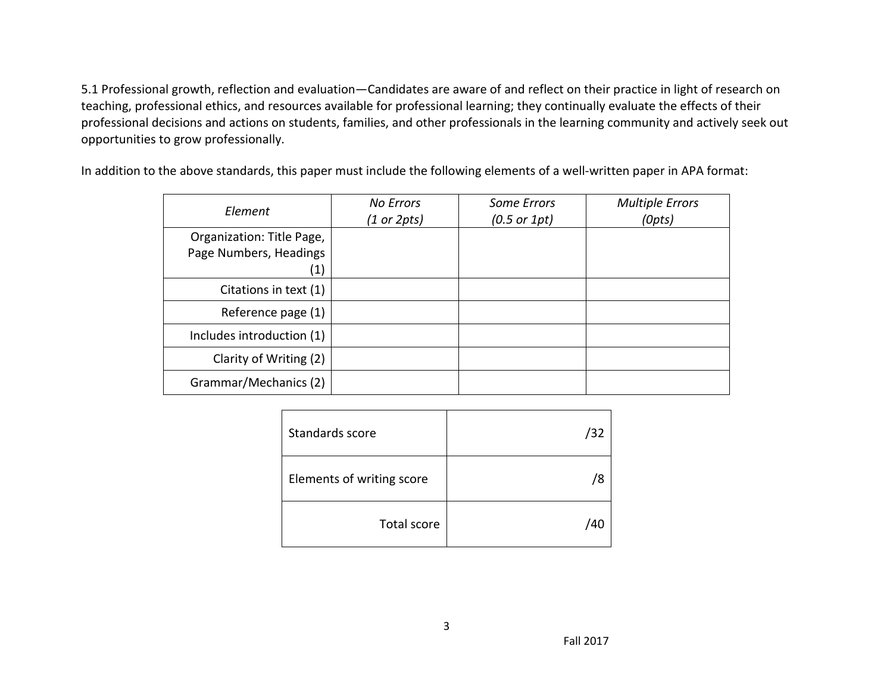5.1 Professional growth, reflection and evaluation—Candidates are aware of and reflect on their practice in light of research on teaching, professional ethics, and resources available for professional learning; they continually evaluate the effects of their professional decisions and actions on students, families, and other professionals in the learning community and actively seek out opportunities to grow professionally.

In addition to the above standards, this paper must include the following elements of a well-written paper in APA format:

| *Element* | *No Errors (1 or 2pts)* | *Some Errors (0.5 or 1pt)* | *Multiple Errors (0pts)* |
|---|---|---|---|
| Organization: Title Page, Page Numbers, Headings (1) | | | |
| Citations in text (1) | | | |
| Reference page (1) | | | |
| Includes introduction (1) | | | |
| Clarity of Writing (2) | | | |
| Grammar/Mechanics (2) | | | |

| | |
|---|---|
| Standards score | /32 |
| Elements of writing score | /8 |
| Total score | /40 |